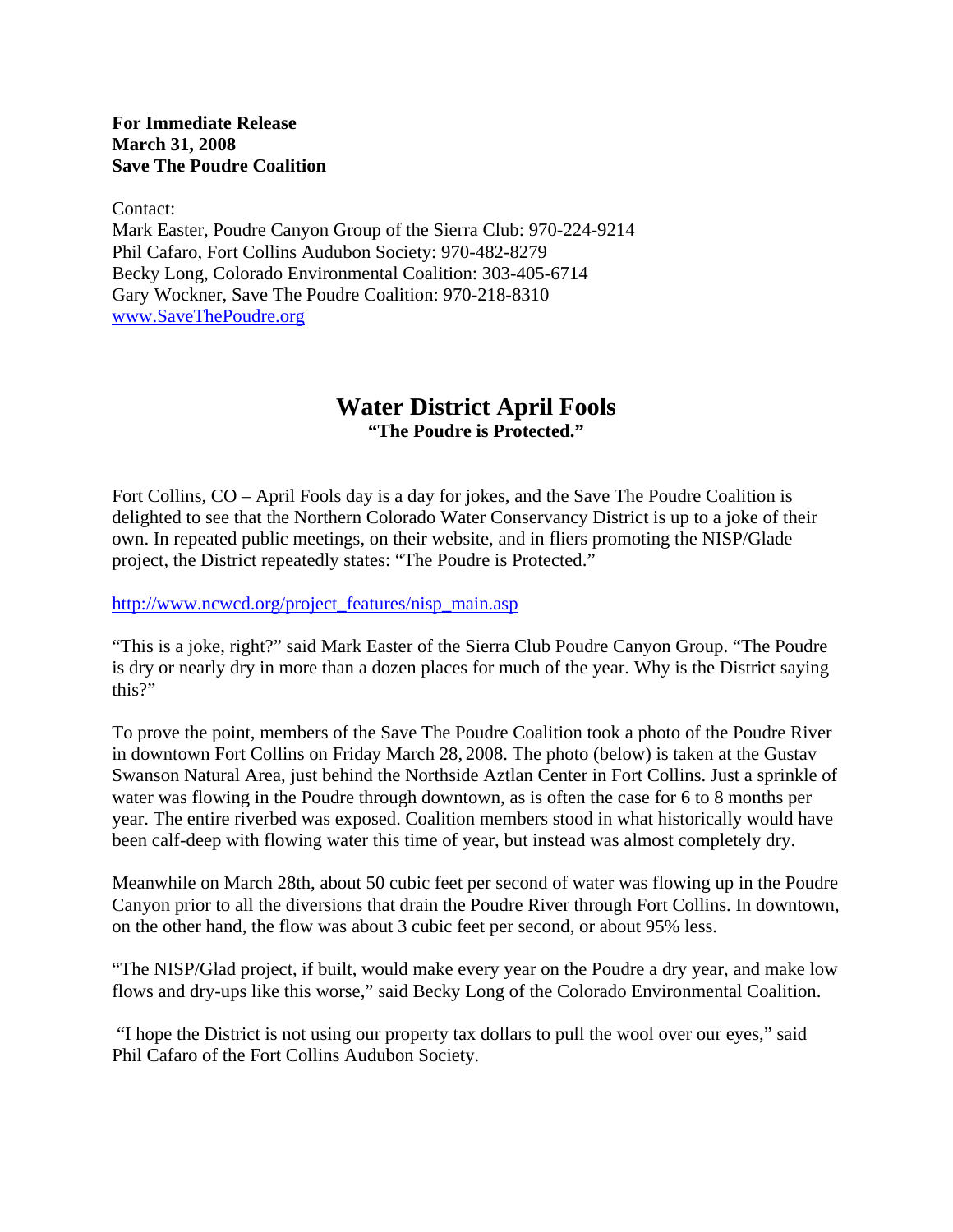**For Immediate Release**
**March 31, 2008**
**Save The Poudre Coalition**

Contact:
Mark Easter, Poudre Canyon Group of the Sierra Club: 970-224-9214
Phil Cafaro, Fort Collins Audubon Society: 970-482-8279
Becky Long, Colorado Environmental Coalition: 303-405-6714
Gary Wockner, Save The Poudre Coalition: 970-218-8310
www.SaveThePoudre.org

# Water District April Fools

**"The Poudre is Protected."**

Fort Collins, CO – April Fools day is a day for jokes, and the Save The Poudre Coalition is delighted to see that the Northern Colorado Water Conservancy District is up to a joke of their own. In repeated public meetings, on their website, and in fliers promoting the NISP/Glade project, the District repeatedly states: "The Poudre is Protected."

http://www.ncwcd.org/project_features/nisp_main.asp

"This is a joke, right?" said Mark Easter of the Sierra Club Poudre Canyon Group. "The Poudre is dry or nearly dry in more than a dozen places for much of the year. Why is the District saying this?"

To prove the point, members of the Save The Poudre Coalition took a photo of the Poudre River in downtown Fort Collins on Friday March 28, 2008. The photo (below) is taken at the Gustav Swanson Natural Area, just behind the Northside Aztlan Center in Fort Collins. Just a sprinkle of water was flowing in the Poudre through downtown, as is often the case for 6 to 8 months per year. The entire riverbed was exposed. Coalition members stood in what historically would have been calf-deep with flowing water this time of year, but instead was almost completely dry.

Meanwhile on March 28th, about 50 cubic feet per second of water was flowing up in the Poudre Canyon prior to all the diversions that drain the Poudre River through Fort Collins. In downtown, on the other hand, the flow was about 3 cubic feet per second, or about 95% less.

"The NISP/Glad project, if built, would make every year on the Poudre a dry year, and make low flows and dry-ups like this worse," said Becky Long of the Colorado Environmental Coalition.

"I hope the District is not using our property tax dollars to pull the wool over our eyes," said Phil Cafaro of the Fort Collins Audubon Society.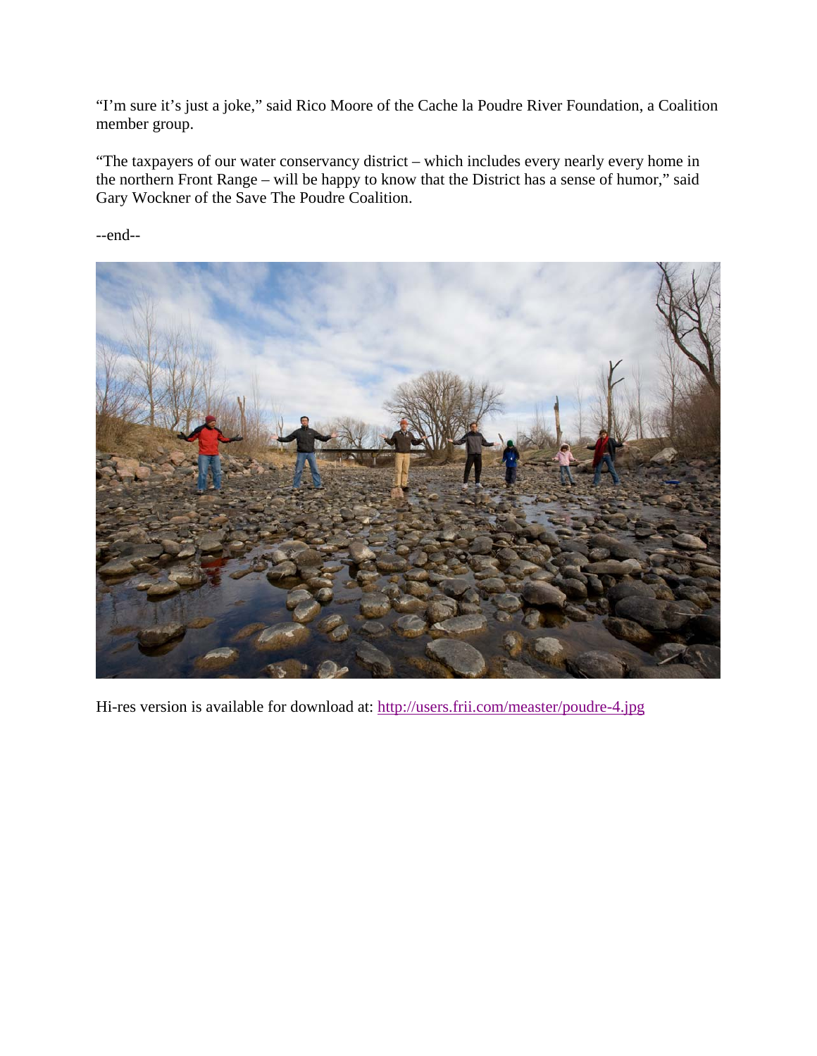"I'm sure it's just a joke," said Rico Moore of the Cache la Poudre River Foundation, a Coalition member group.

"The taxpayers of our water conservancy district – which includes every nearly every home in the northern Front Range – will be happy to know that the District has a sense of humor," said Gary Wockner of the Save The Poudre Coalition.

--end--

Hi-res version is available for download at: http://users.frii.com/measter/poudre-4.jpg